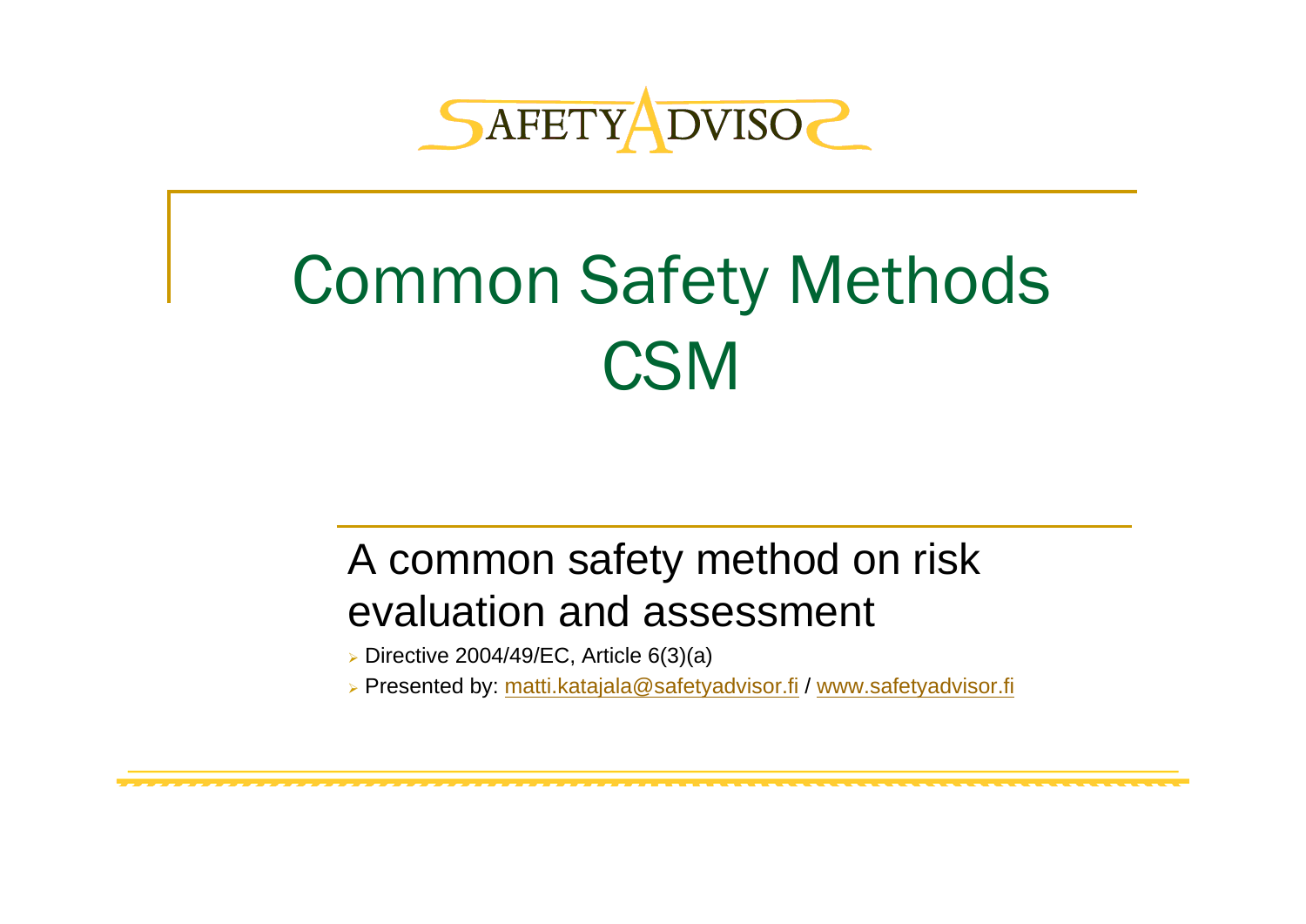SAFETY ADVISOR

# Common Safety Methods CSM

## A common safety method on risk evaluation and assessment

- Directive 2004/49/EC, Article 6(3)(a)
- Presented by: matti.katajala@safetyadvisor.fi / www.safetyadvisor.fi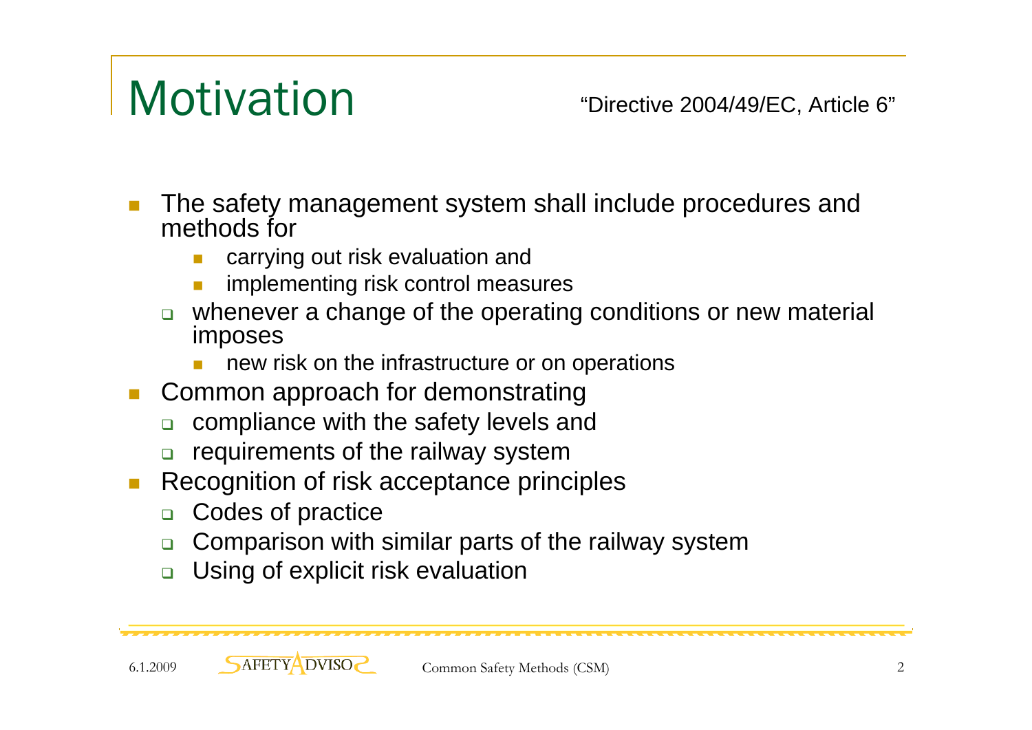# Motivation

"Directive 2004/49/EC, Article 6"

- The safety management system shall include procedures and methods for
    - carrying out risk evaluation and
    - implementing risk control measures
  - whenever a change of the operating conditions or new material imposes
    - new risk on the infrastructure or on operations
- Common approach for demonstrating
  - compliance with the safety levels and
  - requirements of the railway system
- Recognition of risk acceptance principles
  - Codes of practice
  - Comparison with similar parts of the railway system
  - Using of explicit risk evaluation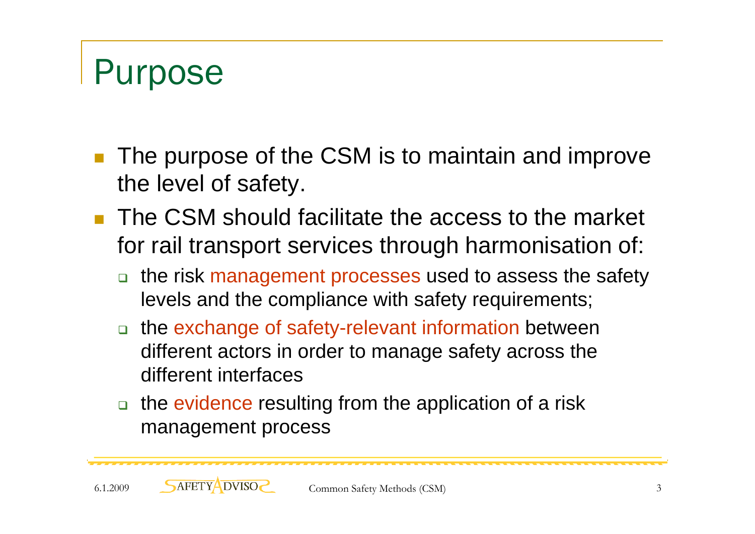# Purpose

- The purpose of the CSM is to maintain and improve the level of safety.
- The CSM should facilitate the access to the market for rail transport services through harmonisation of:
  - the risk management processes used to assess the safety levels and the compliance with safety requirements;
  - the exchange of safety-relevant information between different actors in order to manage safety across the different interfaces
  - the evidence resulting from the application of a risk management process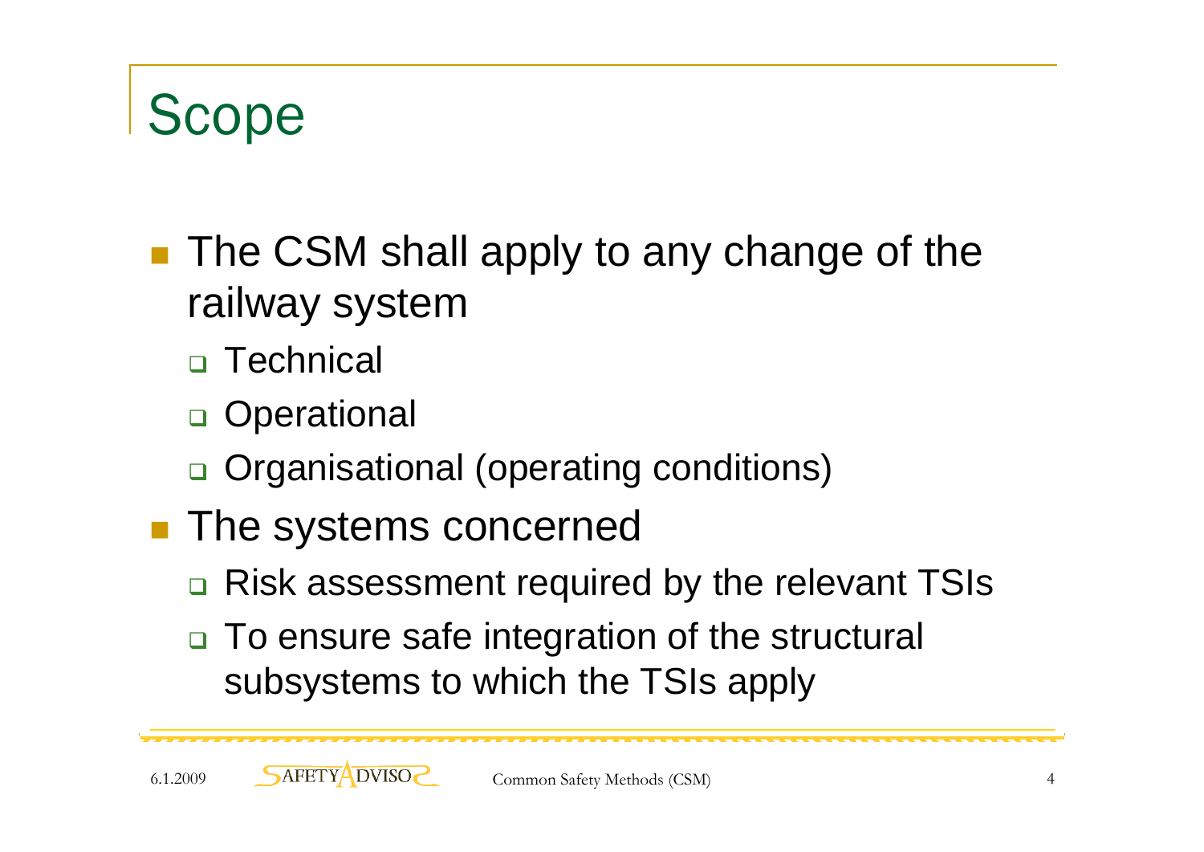# Scope

- The CSM shall apply to any change of the railway system
  - Technical
  - Operational
  - Organisational (operating conditions)
- The systems concerned
  - Risk assessment required by the relevant TSIs
  - To ensure safe integration of the structural subsystems to which the TSIs apply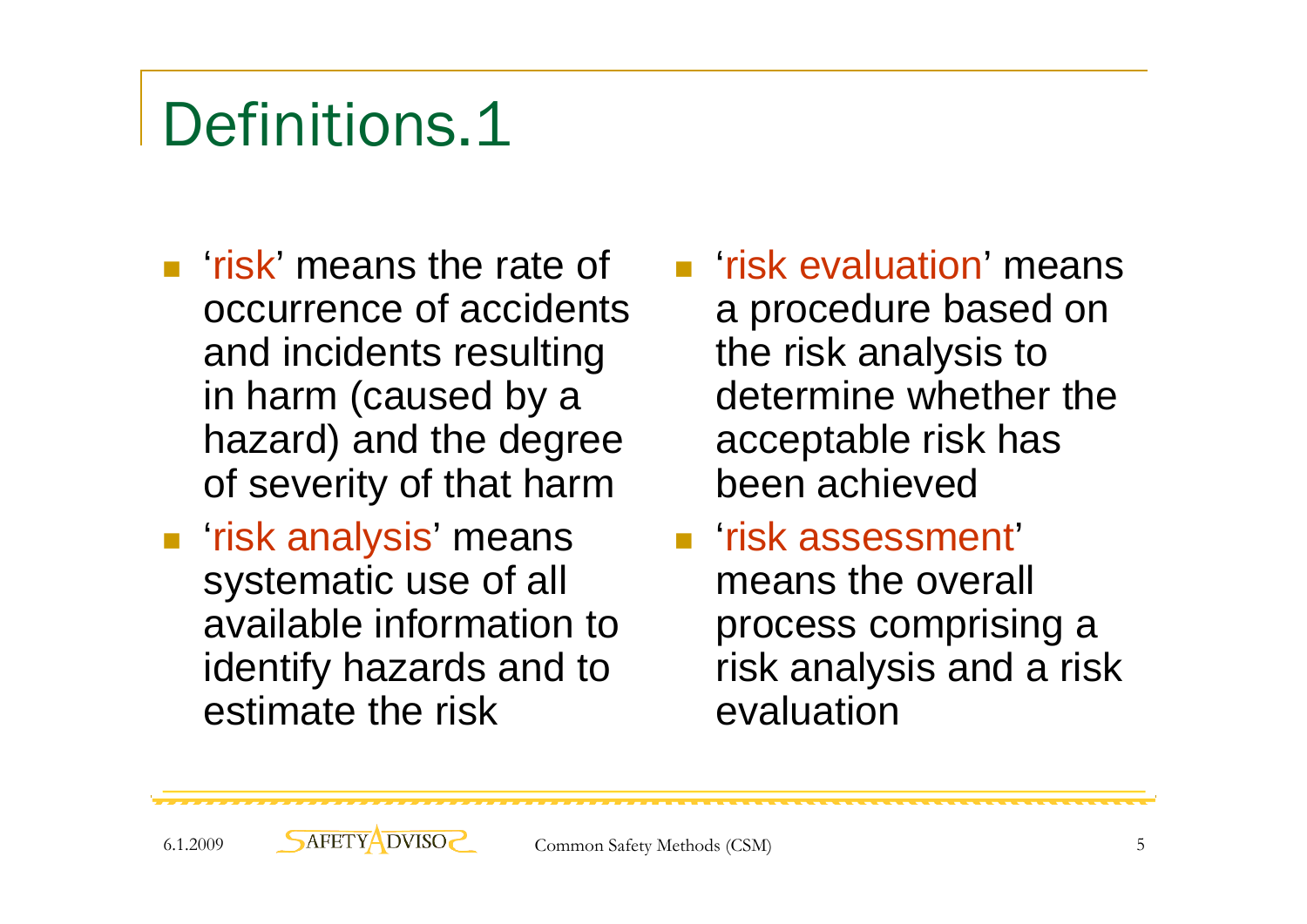# Definitions.1

- 'risk' means the rate of occurrence of accidents and incidents resulting in harm (caused by a hazard) and the degree of severity of that harm
- 'risk analysis' means systematic use of all available information to identify hazards and to estimate the risk
- 'risk evaluation' means a procedure based on the risk analysis to determine whether the acceptable risk has been achieved
- 'risk assessment' means the overall process comprising a risk analysis and a risk evaluation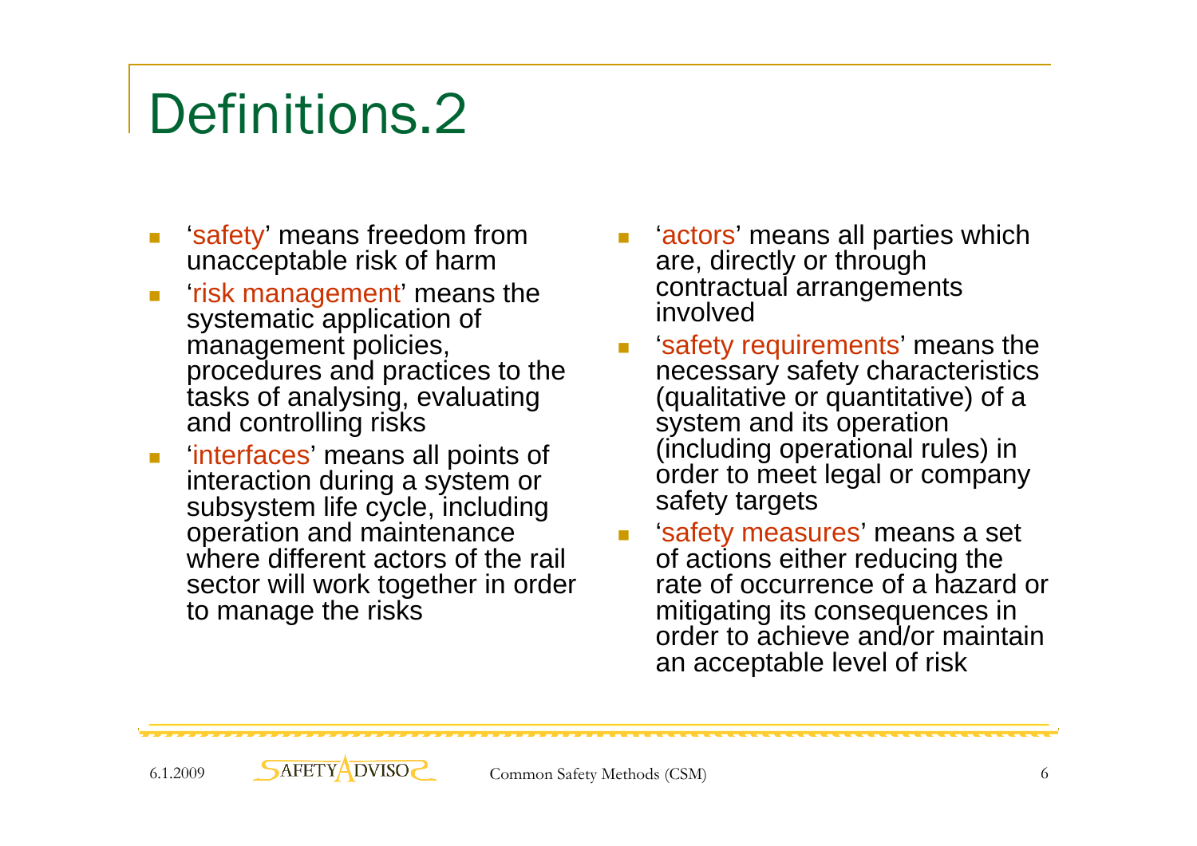# Definitions.2

- 'safety' means freedom from unacceptable risk of harm
- 'risk management' means the systematic application of management policies, procedures and practices to the tasks of analysing, evaluating and controlling risks
- 'interfaces' means all points of interaction during a system or subsystem life cycle, including operation and maintenance where different actors of the rail sector will work together in order to manage the risks
- 'actors' means all parties which are, directly or through contractual arrangements involved
- 'safety requirements' means the necessary safety characteristics (qualitative or quantitative) of a system and its operation (including operational rules) in order to meet legal or company safety targets
- 'safety measures' means a set of actions either reducing the rate of occurrence of a hazard or mitigating its consequences in order to achieve and/or maintain an acceptable level of risk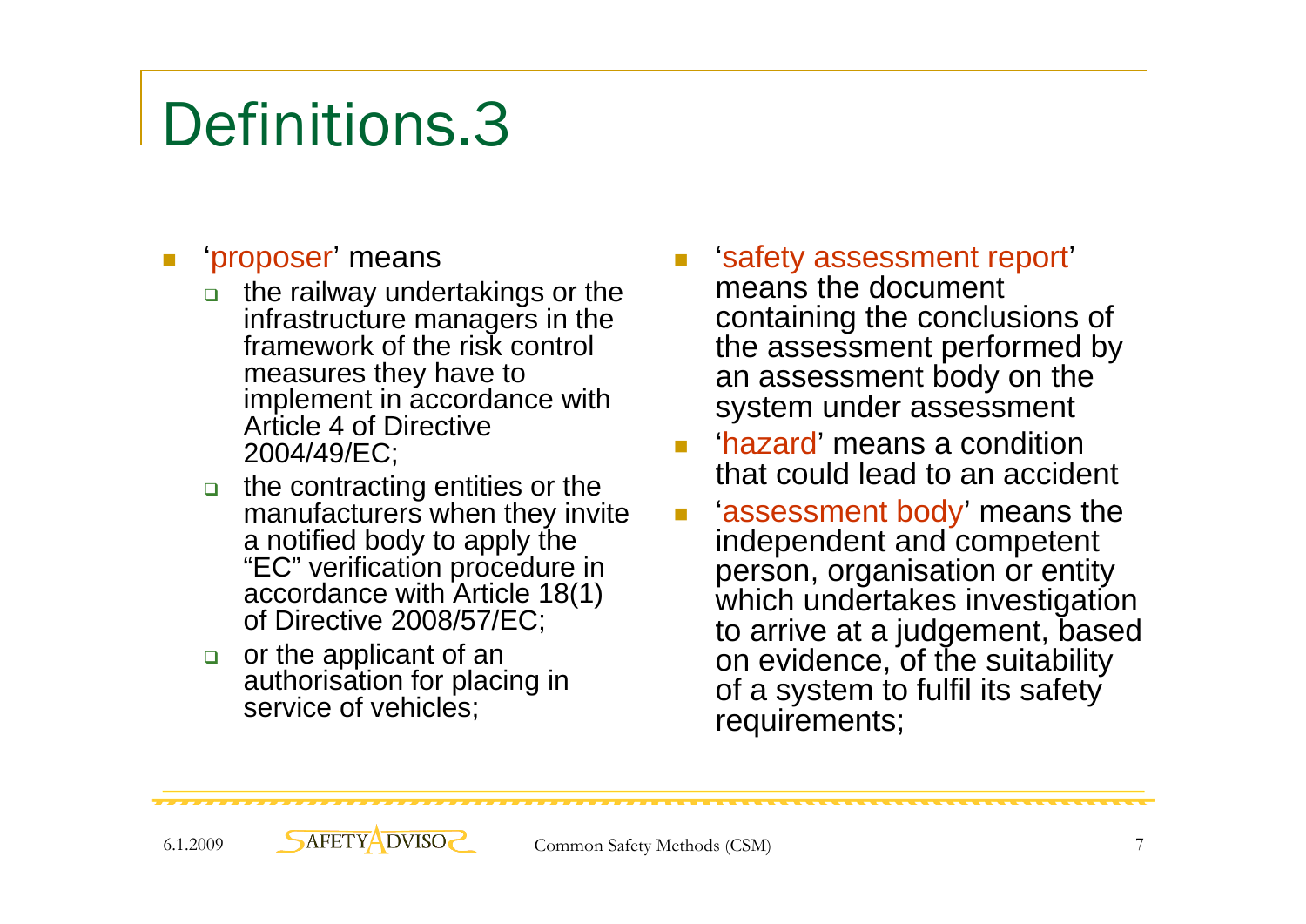# Definitions.3

- 'proposer' means
  - the railway undertakings or the infrastructure managers in the framework of the risk control measures they have to implement in accordance with Article 4 of Directive 2004/49/EC;
  - the contracting entities or the manufacturers when they invite a notified body to apply the "EC" verification procedure in accordance with Article 18(1) of Directive 2008/57/EC;
  - or the applicant of an authorisation for placing in service of vehicles;
- 'safety assessment report' means the document containing the conclusions of the assessment performed by an assessment body on the system under assessment
- 'hazard' means a condition that could lead to an accident
- 'assessment body' means the independent and competent person, organisation or entity which undertakes investigation to arrive at a judgement, based on evidence, of the suitability of a system to fulfil its safety requirements;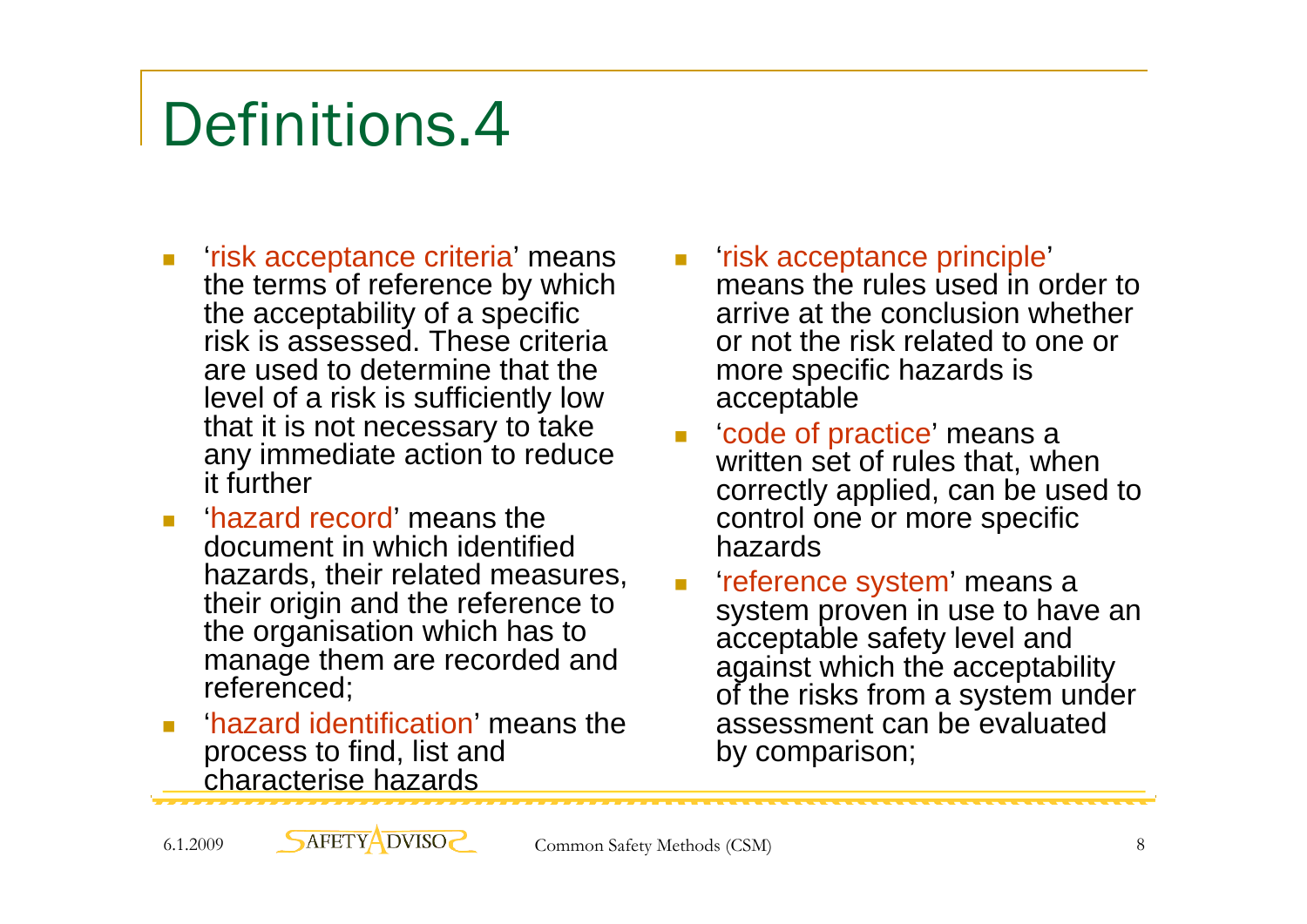# Definitions.4

- 'risk acceptance criteria' means the terms of reference by which the acceptability of a specific risk is assessed. These criteria are used to determine that the level of a risk is sufficiently low that it is not necessary to take any immediate action to reduce it further
- 'hazard record' means the document in which identified hazards, their related measures, their origin and the reference to the organisation which has to manage them are recorded and referenced;
- 'hazard identification' means the process to find, list and characterise hazards
- 'risk acceptance principle' means the rules used in order to arrive at the conclusion whether or not the risk related to one or more specific hazards is acceptable
- 'code of practice' means a written set of rules that, when correctly applied, can be used to control one or more specific hazards
- 'reference system' means a system proven in use to have an acceptable safety level and against which the acceptability of the risks from a system under assessment can be evaluated by comparison;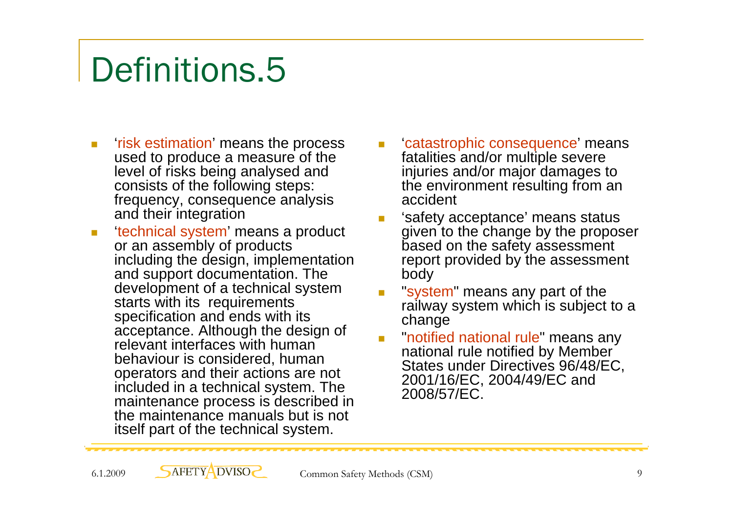# Definitions.5

- ‘risk estimation’ means the process used to produce a measure of the level of risks being analysed and consists of the following steps: frequency, consequence analysis and their integration
- ‘technical system’ means a product or an assembly of products including the design, implementation and support documentation. The development of a technical system starts with its requirements specification and ends with its acceptance. Although the design of relevant interfaces with human behaviour is considered, human operators and their actions are not included in a technical system. The maintenance process is described in the maintenance manuals but is not itself part of the technical system.
- ‘catastrophic consequence’ means fatalities and/or multiple severe injuries and/or major damages to the environment resulting from an accident
- ‘safety acceptance’ means status given to the change by the proposer based on the safety assessment report provided by the assessment body
- "system" means any part of the railway system which is subject to a change
- "notified national rule" means any national rule notified by Member States under Directives 96/48/EC, 2001/16/EC, 2004/49/EC and 2008/57/EC.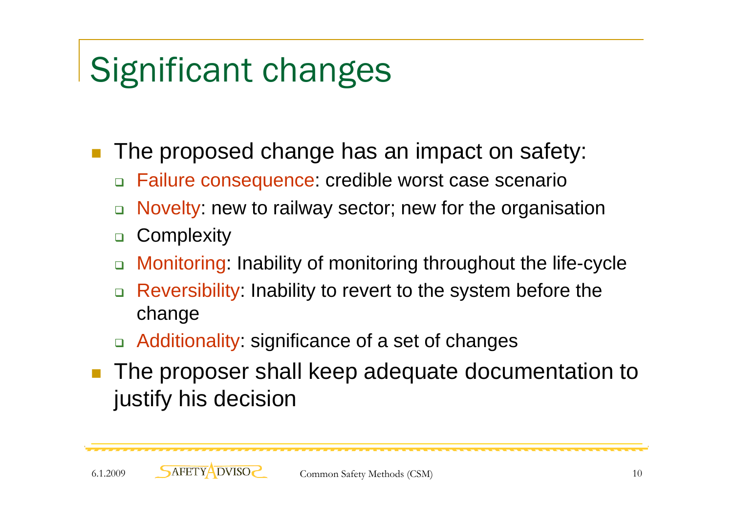# Significant changes

- The proposed change has an impact on safety:
  - Failure consequence: credible worst case scenario
  - Novelty: new to railway sector; new for the organisation
  - Complexity
  - Monitoring: Inability of monitoring throughout the life-cycle
  - Reversibility: Inability to revert to the system before the change
  - Additionality: significance of a set of changes
- The proposer shall keep adequate documentation to justify his decision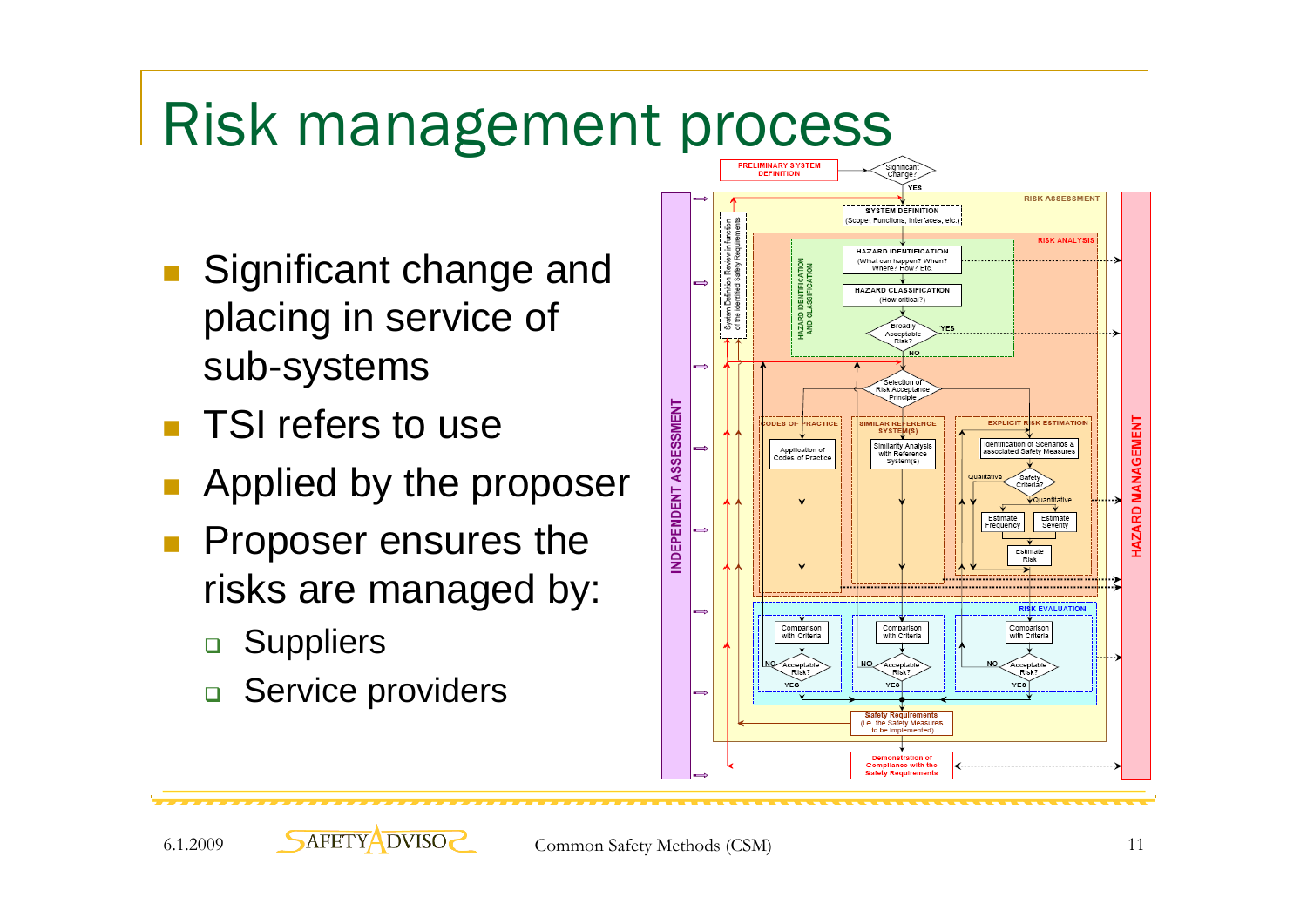# Risk management process

- Significant change and placing in service of sub-systems
- TSI refers to use
- Applied by the proposer
- Proposer ensures the risks are managed by:
  - Suppliers
  - Service providers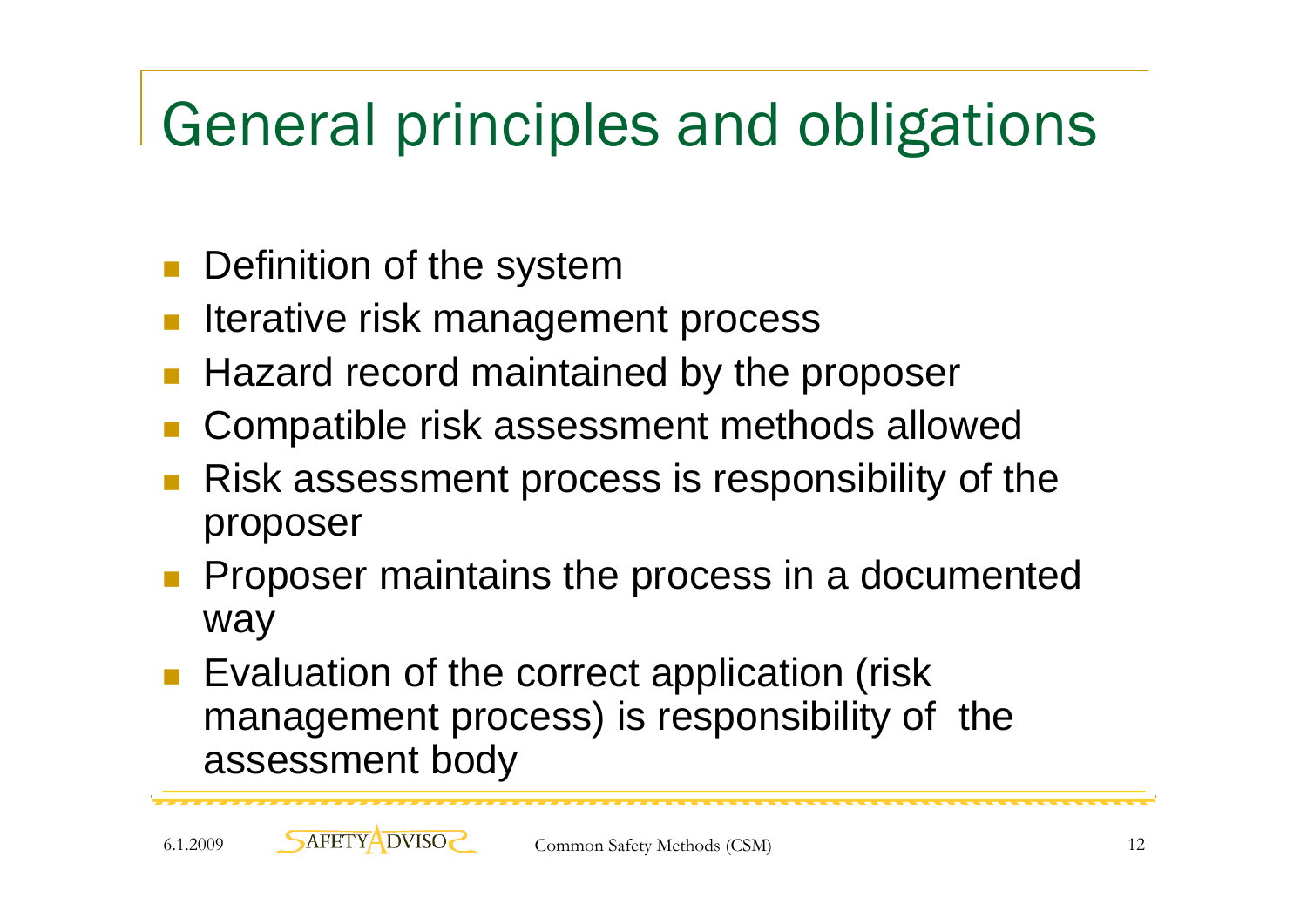# General principles and obligations

- Definition of the system
- Iterative risk management process
- Hazard record maintained by the proposer
- Compatible risk assessment methods allowed
- Risk assessment process is responsibility of the proposer
- Proposer maintains the process in a documented way
- Evaluation of the correct application (risk management process) is responsibility of the assessment body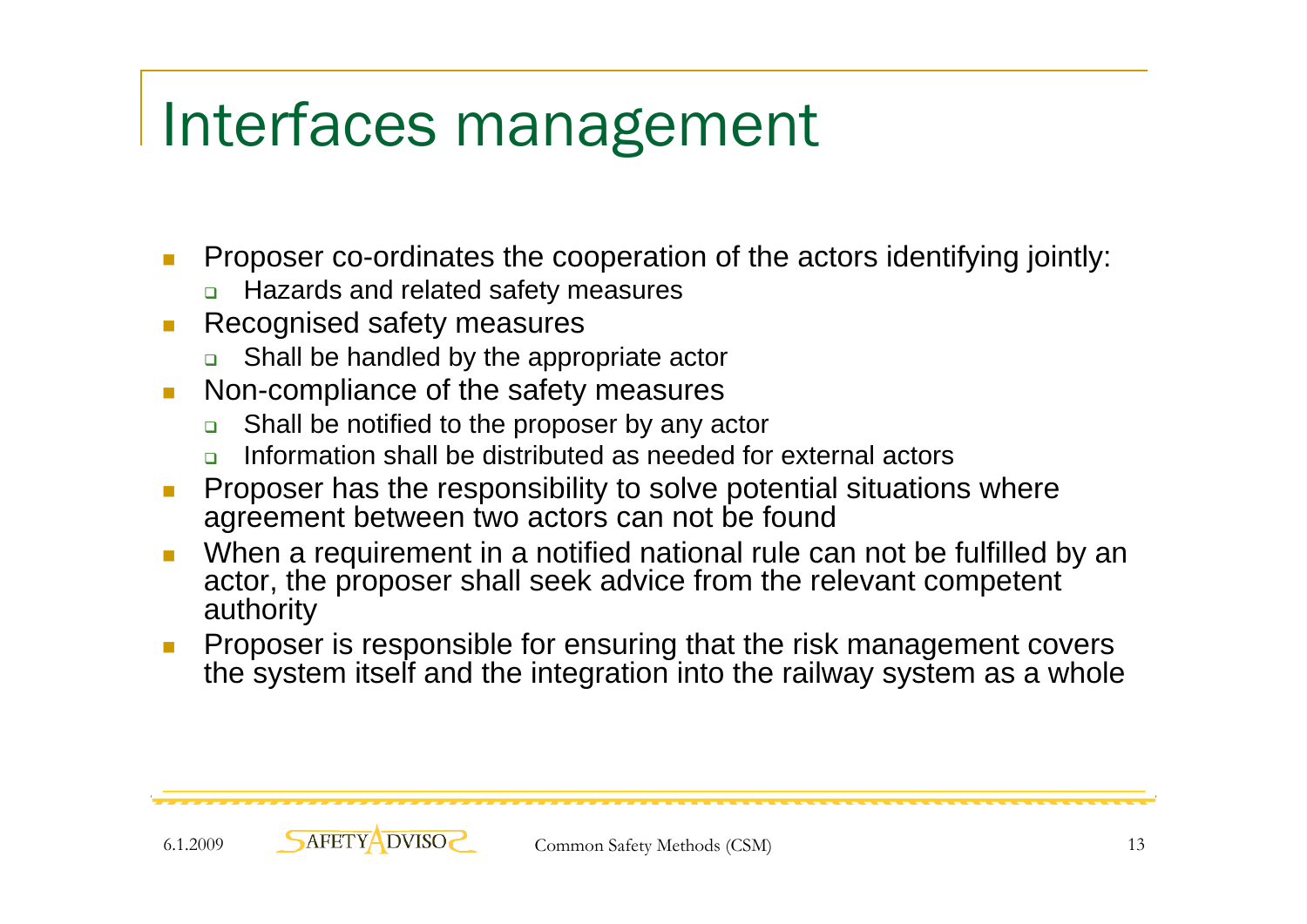# Interfaces management

- Proposer co-ordinates the cooperation of the actors identifying jointly:
  - Hazards and related safety measures
- Recognised safety measures
  - Shall be handled by the appropriate actor
- Non-compliance of the safety measures
  - Shall be notified to the proposer by any actor
  - Information shall be distributed as needed for external actors
- Proposer has the responsibility to solve potential situations where agreement between two actors can not be found
- When a requirement in a notified national rule can not be fulfilled by an actor, the proposer shall seek advice from the relevant competent authority
- Proposer is responsible for ensuring that the risk management covers the system itself and the integration into the railway system as a whole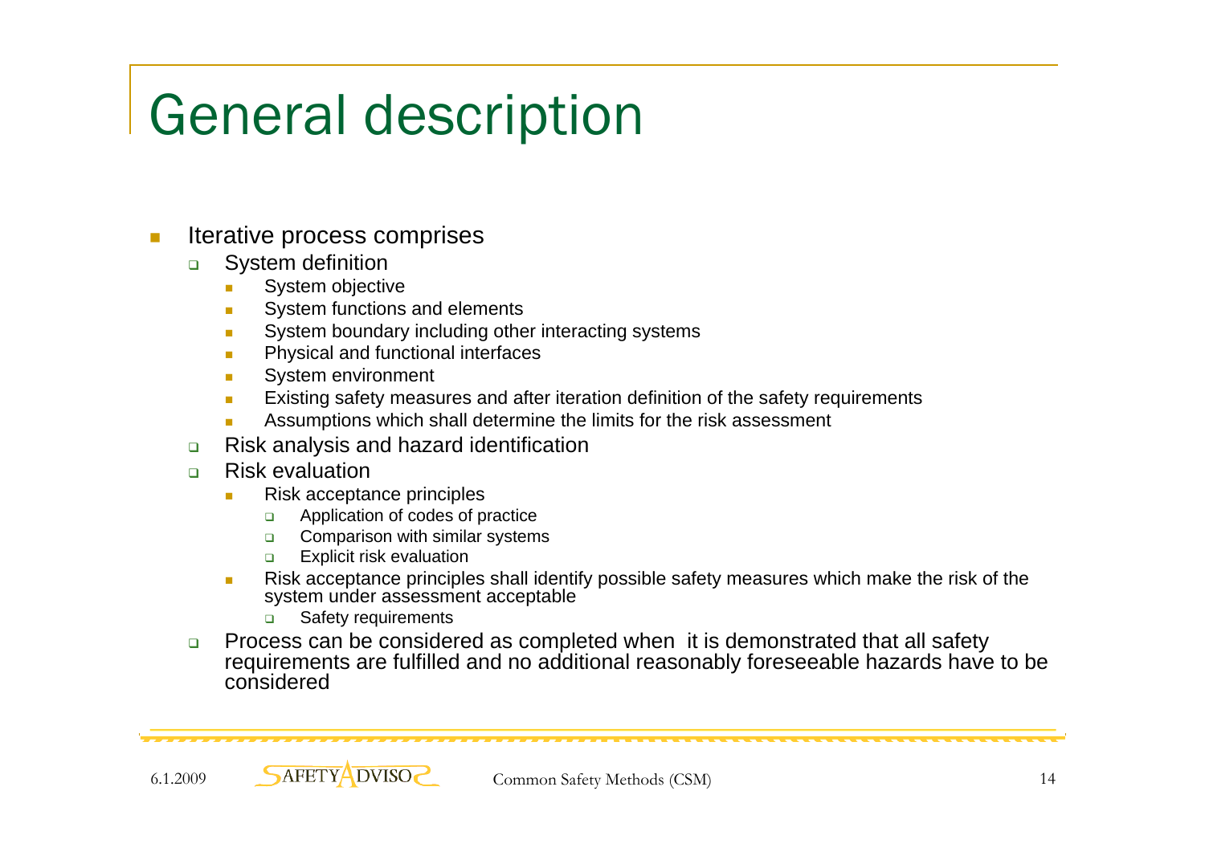# General description

- Iterative process comprises
  - System definition
    - System objective
    - System functions and elements
    - System boundary including other interacting systems
    - Physical and functional interfaces
    - System environment
    - Existing safety measures and after iteration definition of the safety requirements
    - Assumptions which shall determine the limits for the risk assessment
  - Risk analysis and hazard identification
  - Risk evaluation
    - Risk acceptance principles
      - Application of codes of practice
      - Comparison with similar systems
      - Explicit risk evaluation
    - Risk acceptance principles shall identify possible safety measures which make the risk of the system under assessment acceptable
      - Safety requirements
  - Process can be considered as completed when it is demonstrated that all safety requirements are fulfilled and no additional reasonably foreseeable hazards have to be considered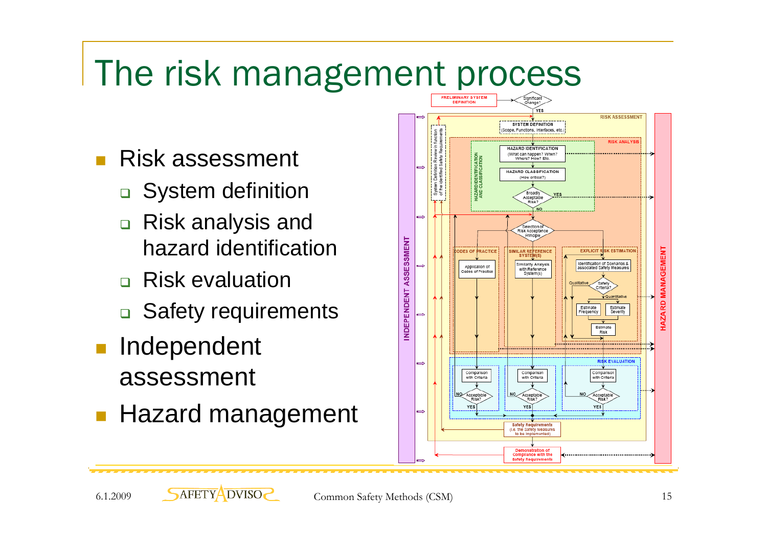# The risk management process

- Risk assessment
  - System definition
  - Risk analysis and hazard identification
  - Risk evaluation
  - Safety requirements
- Independent assessment
- Hazard management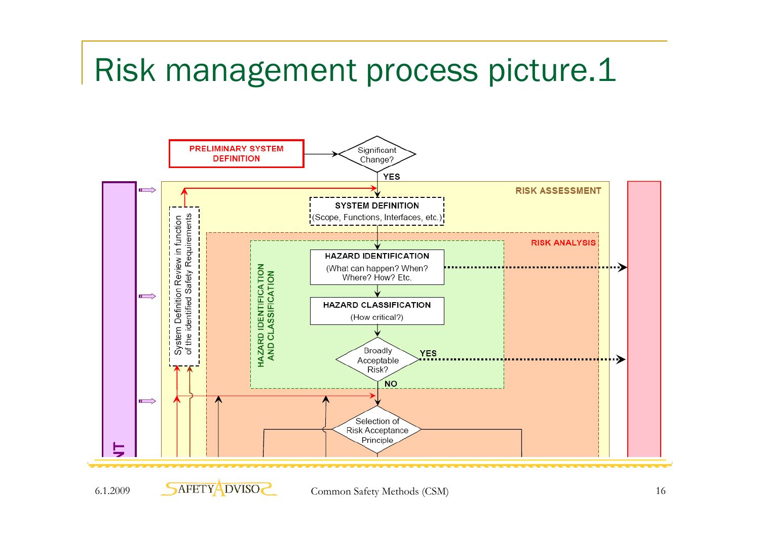# Risk management process picture.1

PRELIMINARY SYSTEM DEFINITION

Significant Change?

YES

RISK ASSESSMENT

SYSTEM DEFINITION
(Scope, Functions, Interfaces, etc.)

System Definition Review in function of the identified Safety Requirements

RISK ANALYSIS

HAZARD IDENTIFICATION AND CLASSIFICATION

HAZARD IDENTIFICATION
(What can happen? When? Where? How? Etc.

HAZARD CLASSIFICATION
(How critical?)

Broadly Acceptable Risk?

YES

NO

Selection of Risk Acceptance Principle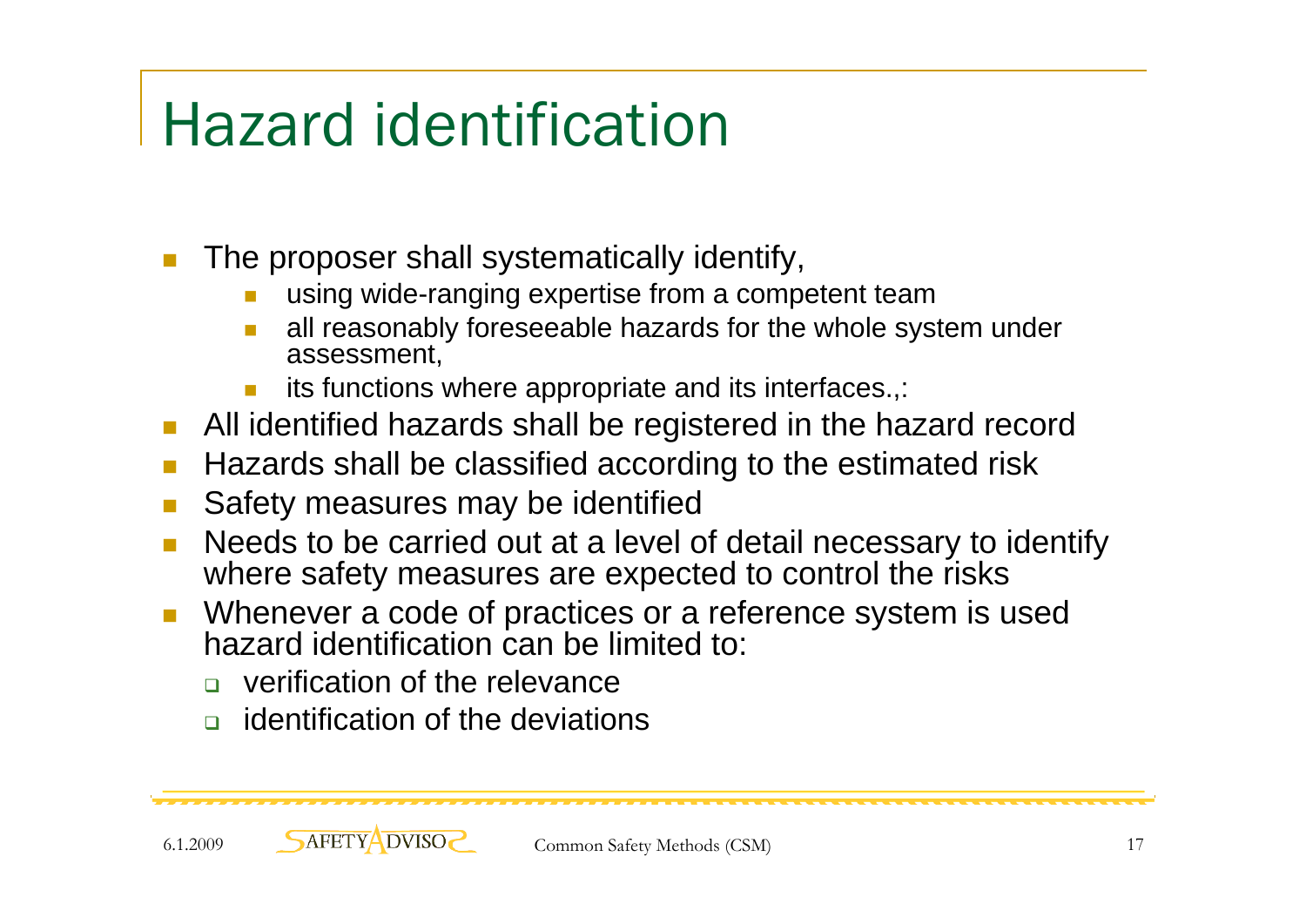# Hazard identification

- The proposer shall systematically identify,
  - using wide-ranging expertise from a competent team
  - all reasonably foreseeable hazards for the whole system under assessment,
  - its functions where appropriate and its interfaces.,:
- All identified hazards shall be registered in the hazard record
- Hazards shall be classified according to the estimated risk
- Safety measures may be identified
- Needs to be carried out at a level of detail necessary to identify where safety measures are expected to control the risks
- Whenever a code of practices or a reference system is used hazard identification can be limited to:
  - verification of the relevance
  - identification of the deviations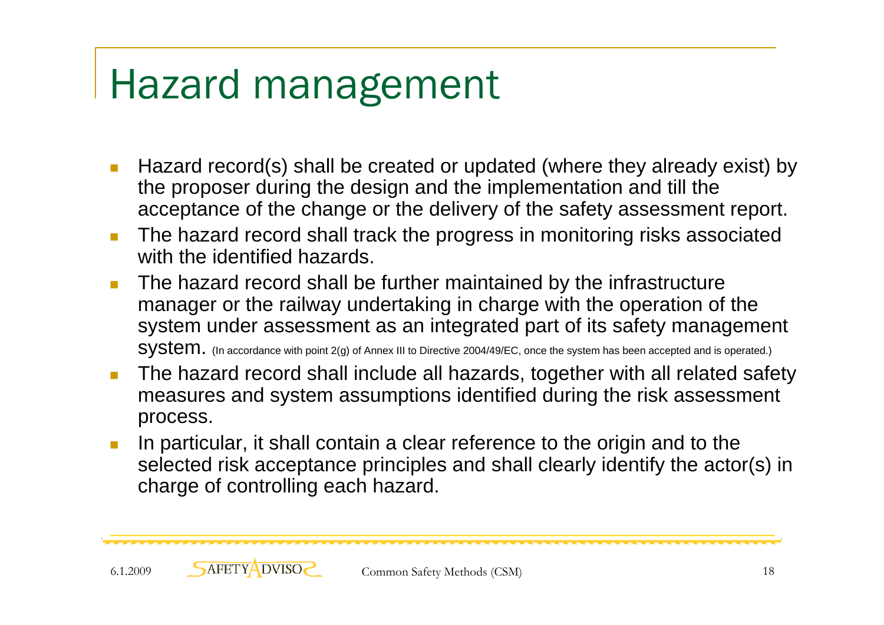# Hazard management

- Hazard record(s) shall be created or updated (where they already exist) by the proposer during the design and the implementation and till the acceptance of the change or the delivery of the safety assessment report.
- The hazard record shall track the progress in monitoring risks associated with the identified hazards.
- The hazard record shall be further maintained by the infrastructure manager or the railway undertaking in charge with the operation of the system under assessment as an integrated part of its safety management system. (In accordance with point 2(g) of Annex III to Directive 2004/49/EC, once the system has been accepted and is operated.)
- The hazard record shall include all hazards, together with all related safety measures and system assumptions identified during the risk assessment process.
- In particular, it shall contain a clear reference to the origin and to the selected risk acceptance principles and shall clearly identify the actor(s) in charge of controlling each hazard.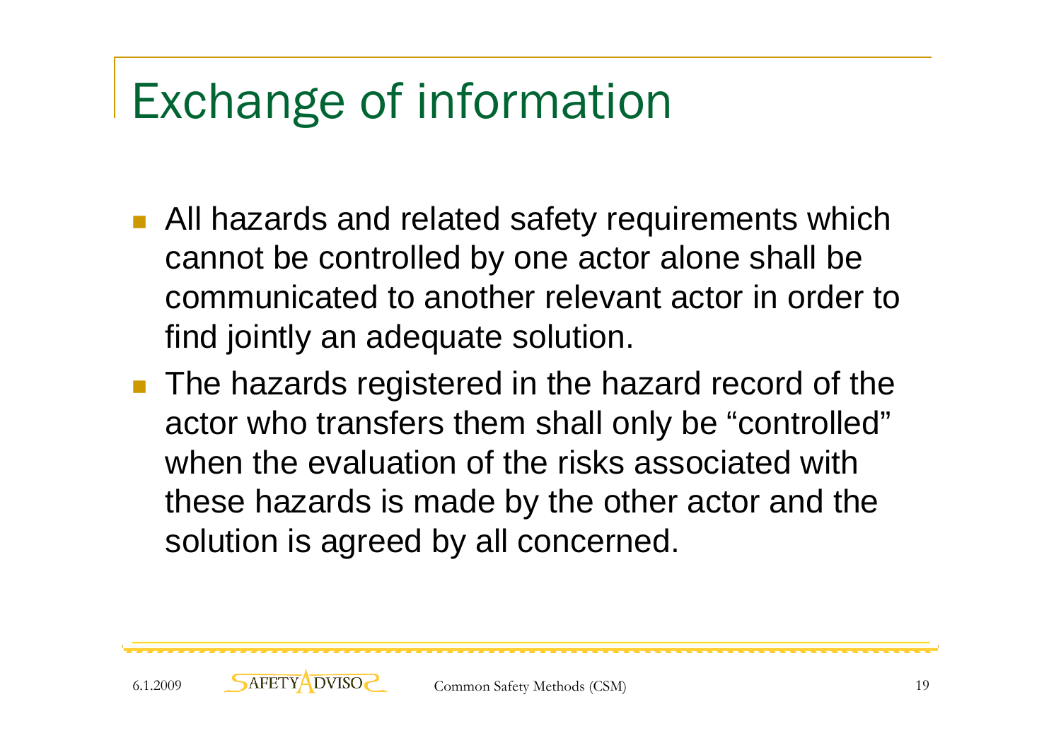# Exchange of information

- All hazards and related safety requirements which cannot be controlled by one actor alone shall be communicated to another relevant actor in order to find jointly an adequate solution.
- The hazards registered in the hazard record of the actor who transfers them shall only be "controlled" when the evaluation of the risks associated with these hazards is made by the other actor and the solution is agreed by all concerned.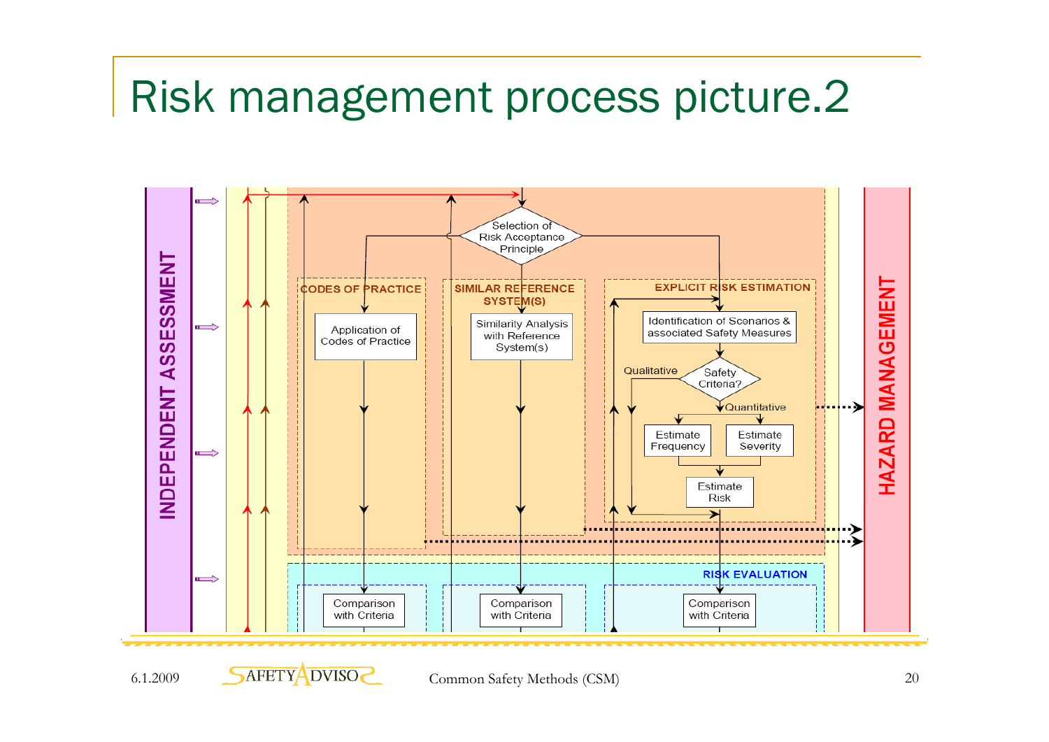# Risk management process picture.2

INDEPENDENT ASSESSMENT

Selection of Risk Acceptance Principle

CODES OF PRACTICE

Application of Codes of Practice

SIMILAR REFERENCE SYSTEM(S)

Similarity Analysis with Reference System(s)

EXPLICIT RISK ESTIMATION

Identification of Scenarios & associated Safety Measures

Qualitative

Safety Criteria?

Quantitative

Estimate Frequency

Estimate Severity

Estimate Risk

HAZARD MANAGEMENT

RISK EVALUATION

Comparison with Criteria

Comparison with Criteria

Comparison with Criteria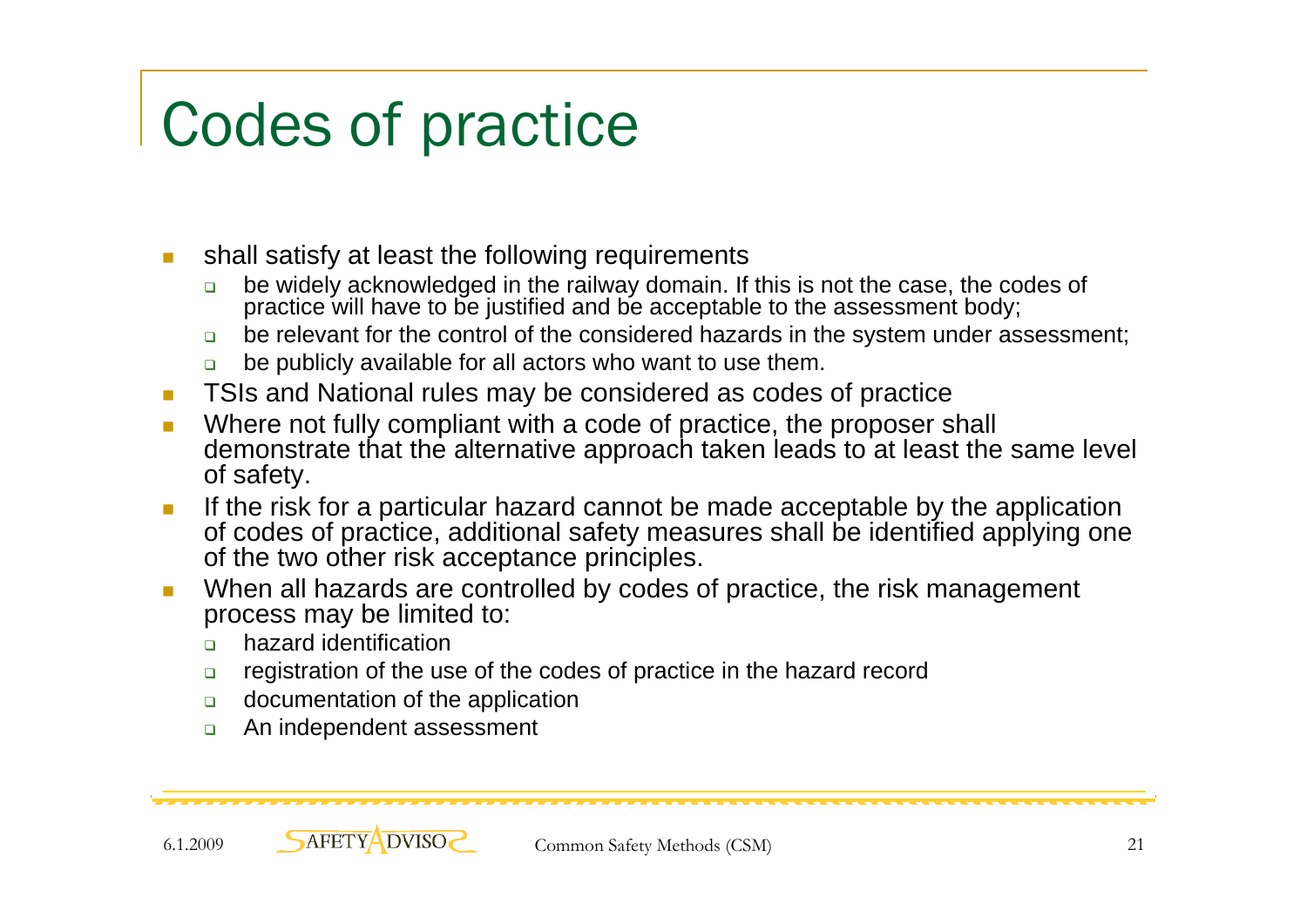# Codes of practice

- shall satisfy at least the following requirements
  - be widely acknowledged in the railway domain. If this is not the case, the codes of practice will have to be justified and be acceptable to the assessment body;
  - be relevant for the control of the considered hazards in the system under assessment;
  - be publicly available for all actors who want to use them.
- TSIs and National rules may be considered as codes of practice
- Where not fully compliant with a code of practice, the proposer shall demonstrate that the alternative approach taken leads to at least the same level of safety.
- If the risk for a particular hazard cannot be made acceptable by the application of codes of practice, additional safety measures shall be identified applying one of the two other risk acceptance principles.
- When all hazards are controlled by codes of practice, the risk management process may be limited to:
  - hazard identification
  - registration of the use of the codes of practice in the hazard record
  - documentation of the application
  - An independent assessment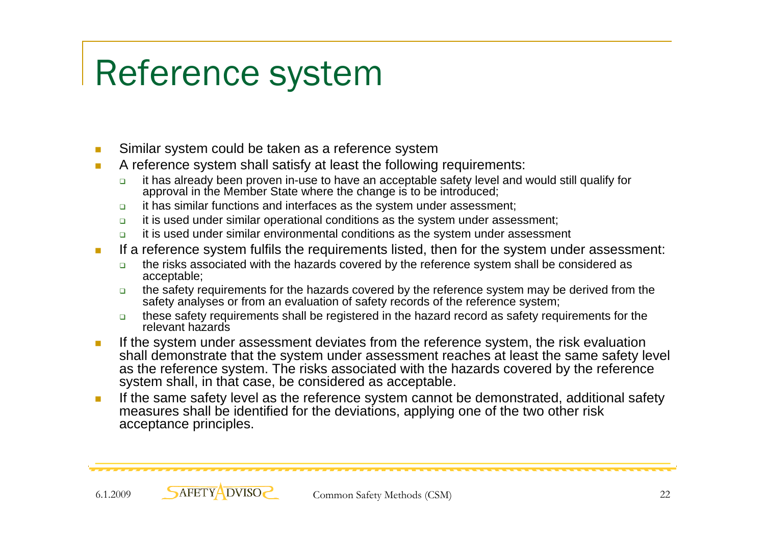# Reference system

- Similar system could be taken as a reference system
- A reference system shall satisfy at least the following requirements:
  - it has already been proven in-use to have an acceptable safety level and would still qualify for approval in the Member State where the change is to be introduced;
  - it has similar functions and interfaces as the system under assessment;
  - it is used under similar operational conditions as the system under assessment;
  - it is used under similar environmental conditions as the system under assessment
- If a reference system fulfils the requirements listed, then for the system under assessment:
  - the risks associated with the hazards covered by the reference system shall be considered as acceptable;
  - the safety requirements for the hazards covered by the reference system may be derived from the safety analyses or from an evaluation of safety records of the reference system;
  - these safety requirements shall be registered in the hazard record as safety requirements for the relevant hazards
- If the system under assessment deviates from the reference system, the risk evaluation shall demonstrate that the system under assessment reaches at least the same safety level as the reference system. The risks associated with the hazards covered by the reference system shall, in that case, be considered as acceptable.
- If the same safety level as the reference system cannot be demonstrated, additional safety measures shall be identified for the deviations, applying one of the two other risk acceptance principles.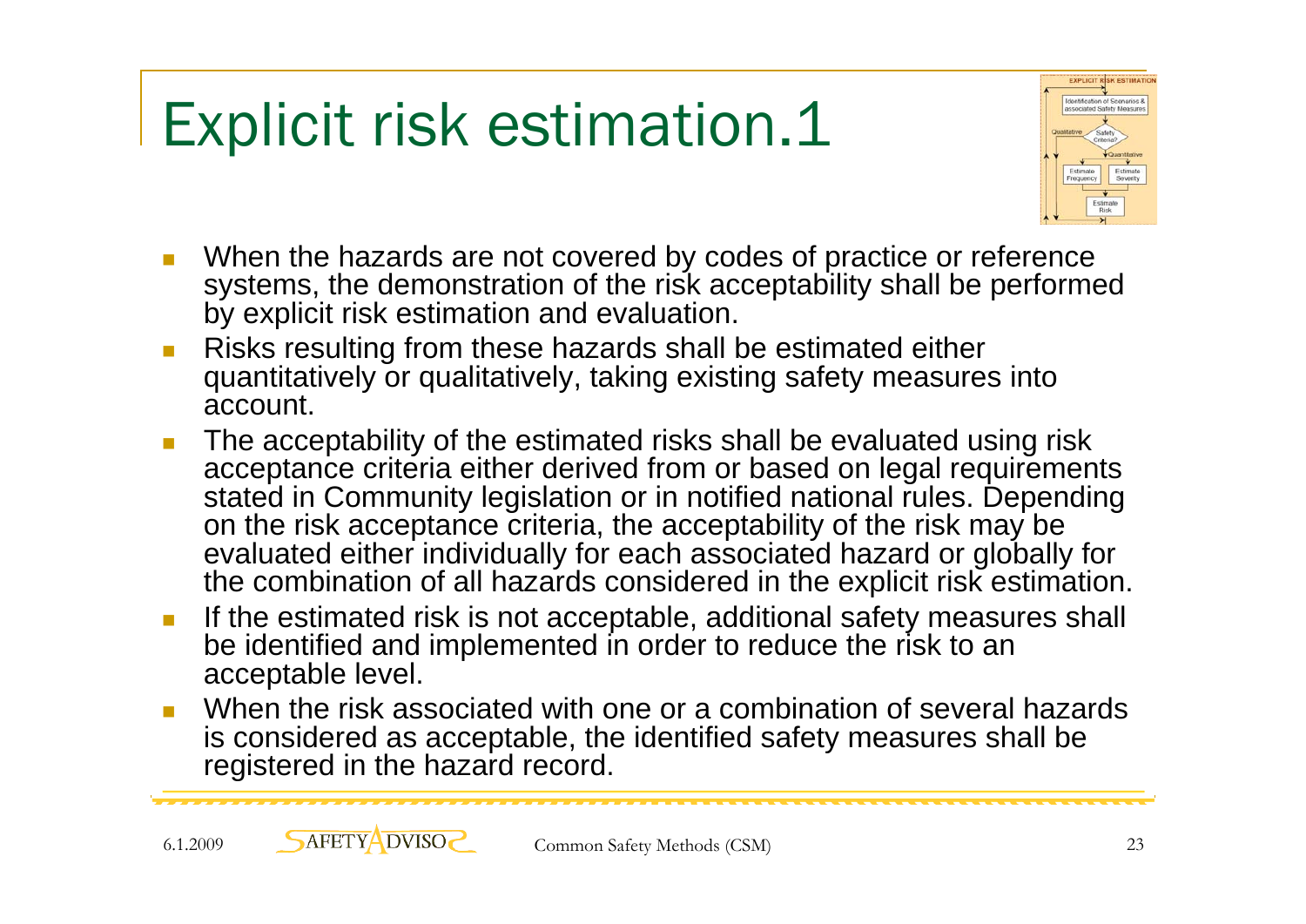# Explicit risk estimation.1

- When the hazards are not covered by codes of practice or reference systems, the demonstration of the risk acceptability shall be performed by explicit risk estimation and evaluation.
- Risks resulting from these hazards shall be estimated either quantitatively or qualitatively, taking existing safety measures into account.
- The acceptability of the estimated risks shall be evaluated using risk acceptance criteria either derived from or based on legal requirements stated in Community legislation or in notified national rules. Depending on the risk acceptance criteria, the acceptability of the risk may be evaluated either individually for each associated hazard or globally for the combination of all hazards considered in the explicit risk estimation.
- If the estimated risk is not acceptable, additional safety measures shall be identified and implemented in order to reduce the risk to an acceptable level.
- When the risk associated with one or a combination of several hazards is considered as acceptable, the identified safety measures shall be registered in the hazard record.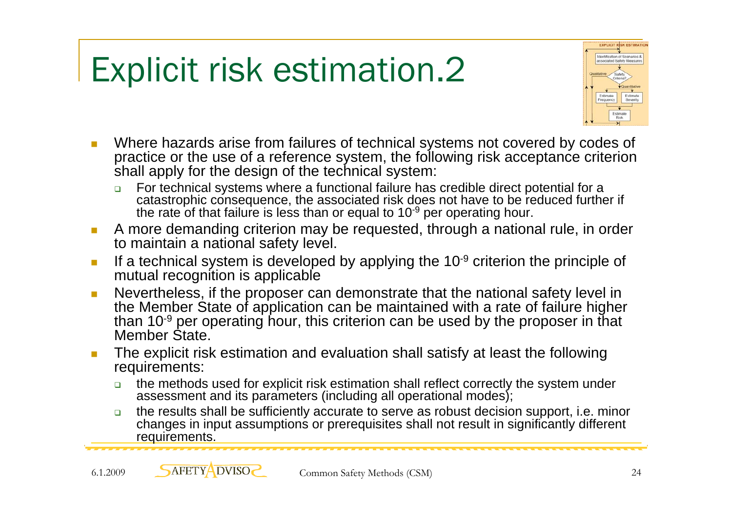# Explicit risk estimation.2

- Where hazards arise from failures of technical systems not covered by codes of practice or the use of a reference system, the following risk acceptance criterion shall apply for the design of the technical system:
  - For technical systems where a functional failure has credible direct potential for a catastrophic consequence, the associated risk does not have to be reduced further if the rate of that failure is less than or equal to $10^{-9}$ per operating hour.
- A more demanding criterion may be requested, through a national rule, in order to maintain a national safety level.
- If a technical system is developed by applying the $10^{-9}$ criterion the principle of mutual recognition is applicable
- Nevertheless, if the proposer can demonstrate that the national safety level in the Member State of application can be maintained with a rate of failure higher than $10^{-9}$ per operating hour, this criterion can be used by the proposer in that Member State.
- The explicit risk estimation and evaluation shall satisfy at least the following requirements:
  - the methods used for explicit risk estimation shall reflect correctly the system under assessment and its parameters (including all operational modes);
  - the results shall be sufficiently accurate to serve as robust decision support, i.e. minor changes in input assumptions or prerequisites shall not result in significantly different requirements.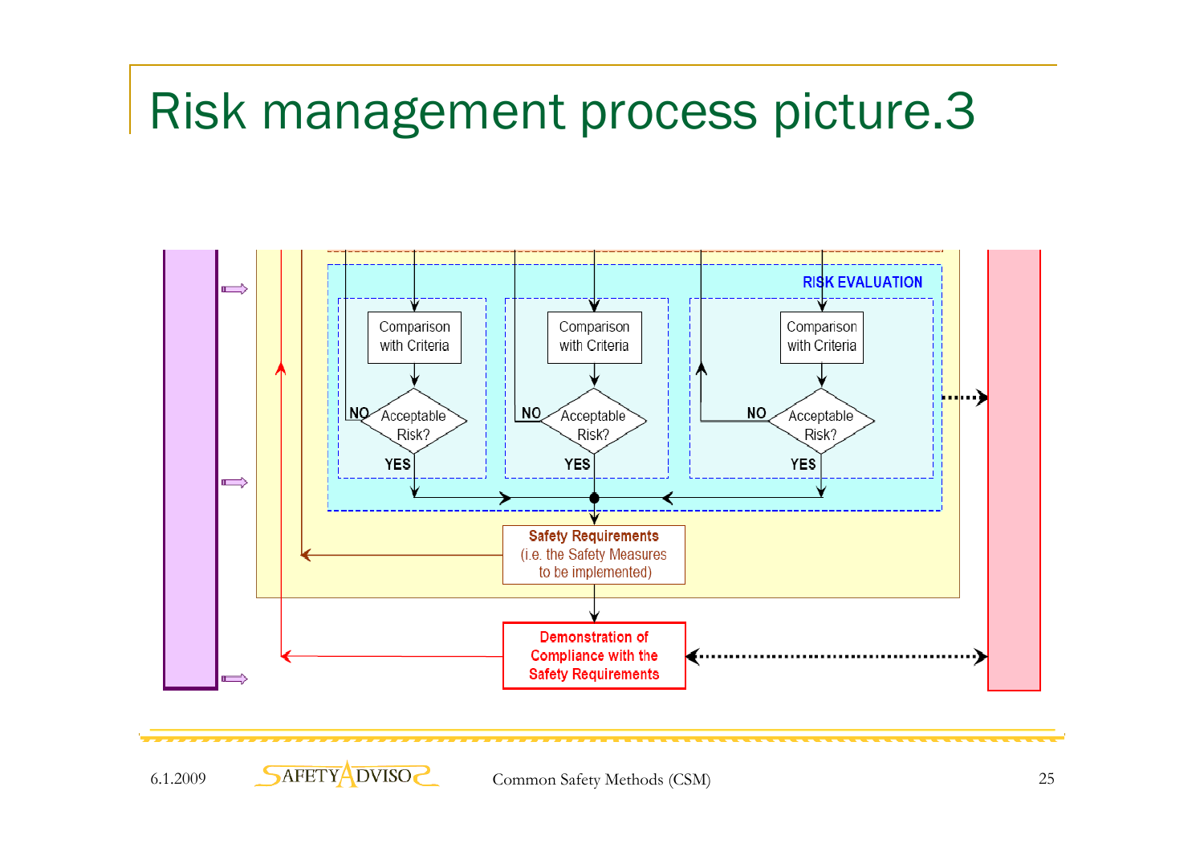# Risk management process picture.3

RISK EVALUATION

Comparison with Criteria

Acceptable Risk?

NO

YES

Comparison with Criteria

Acceptable Risk?

NO

YES

Comparison with Criteria

Acceptable Risk?

NO

YES

Safety Requirements (i.e. the Safety Measures to be implemented)

Demonstration of Compliance with the Safety Requirements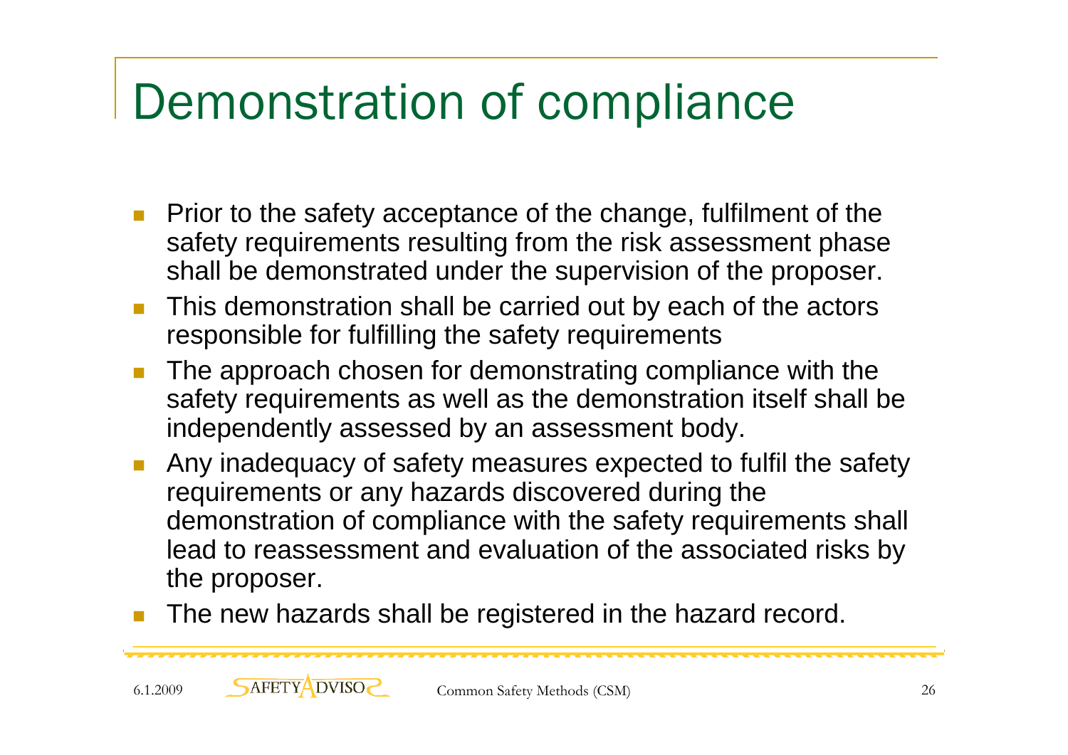# Demonstration of compliance

- Prior to the safety acceptance of the change, fulfilment of the safety requirements resulting from the risk assessment phase shall be demonstrated under the supervision of the proposer.
- This demonstration shall be carried out by each of the actors responsible for fulfilling the safety requirements
- The approach chosen for demonstrating compliance with the safety requirements as well as the demonstration itself shall be independently assessed by an assessment body.
- Any inadequacy of safety measures expected to fulfil the safety requirements or any hazards discovered during the demonstration of compliance with the safety requirements shall lead to reassessment and evaluation of the associated risks by the proposer.
- The new hazards shall be registered in the hazard record.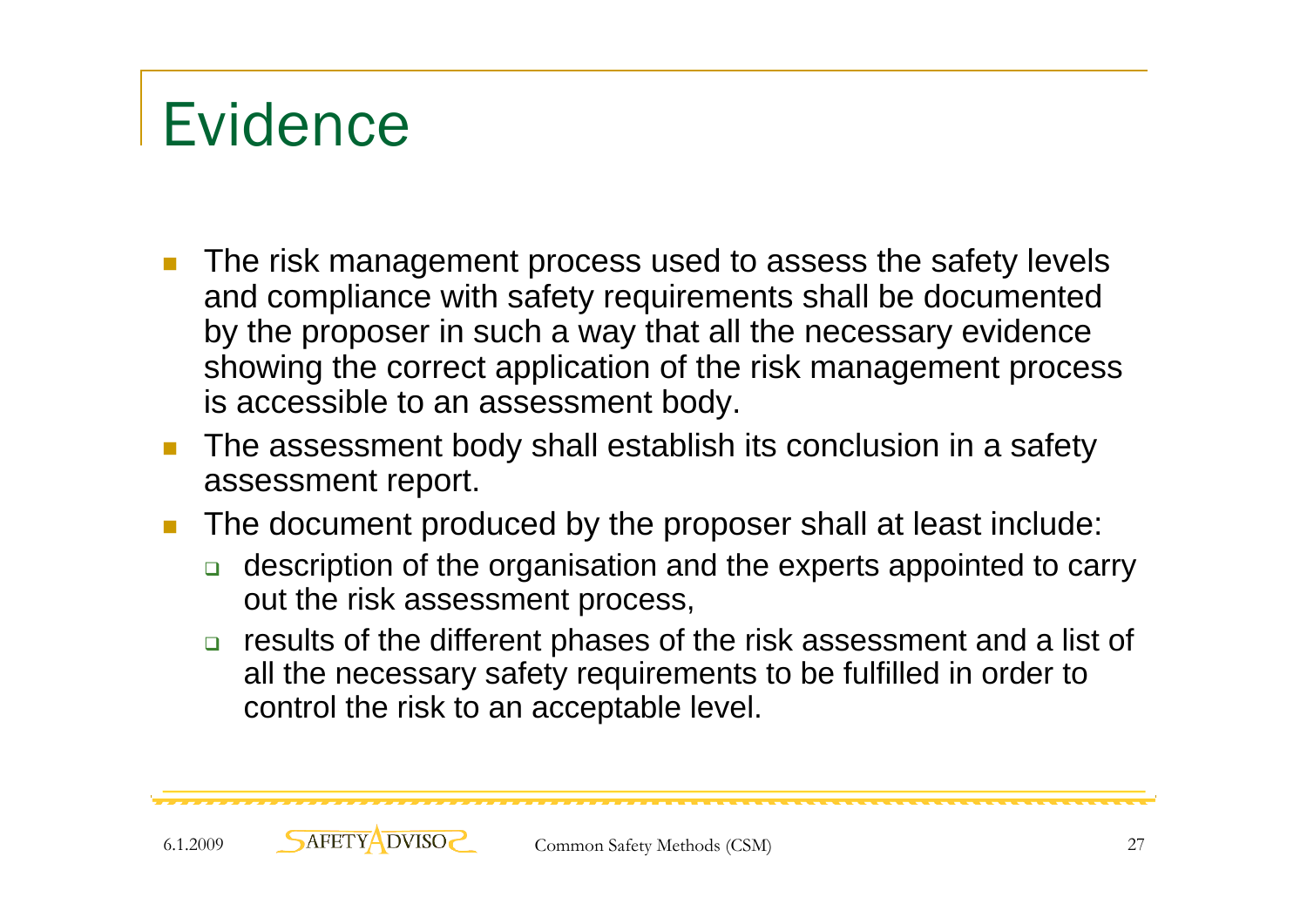# Evidence

- The risk management process used to assess the safety levels and compliance with safety requirements shall be documented by the proposer in such a way that all the necessary evidence showing the correct application of the risk management process is accessible to an assessment body.
- The assessment body shall establish its conclusion in a safety assessment report.
- The document produced by the proposer shall at least include:
  - description of the organisation and the experts appointed to carry out the risk assessment process,
  - results of the different phases of the risk assessment and a list of all the necessary safety requirements to be fulfilled in order to control the risk to an acceptable level.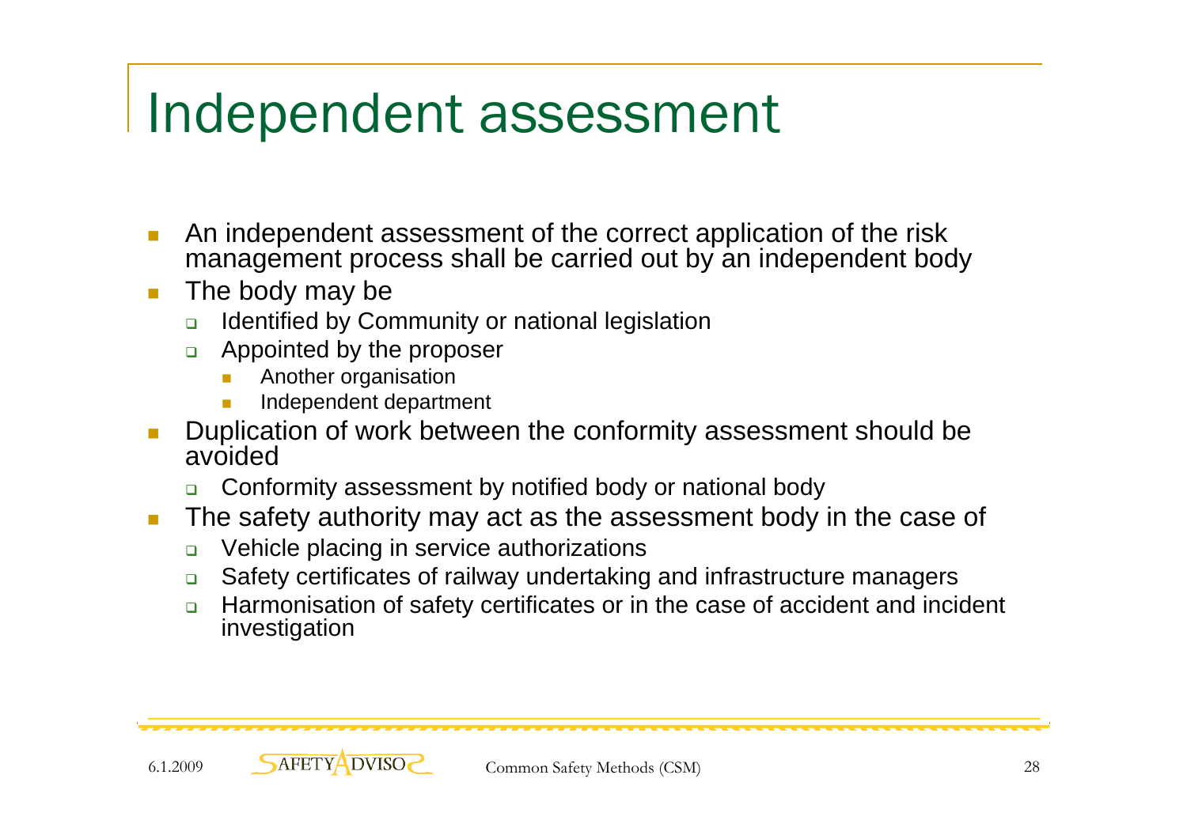# Independent assessment

- An independent assessment of the correct application of the risk management process shall be carried out by an independent body
- The body may be
  - Identified by Community or national legislation
  - Appointed by the proposer
    - Another organisation
    - Independent department
- Duplication of work between the conformity assessment should be avoided
  - Conformity assessment by notified body or national body
- The safety authority may act as the assessment body in the case of
  - Vehicle placing in service authorizations
  - Safety certificates of railway undertaking and infrastructure managers
  - Harmonisation of safety certificates or in the case of accident and incident investigation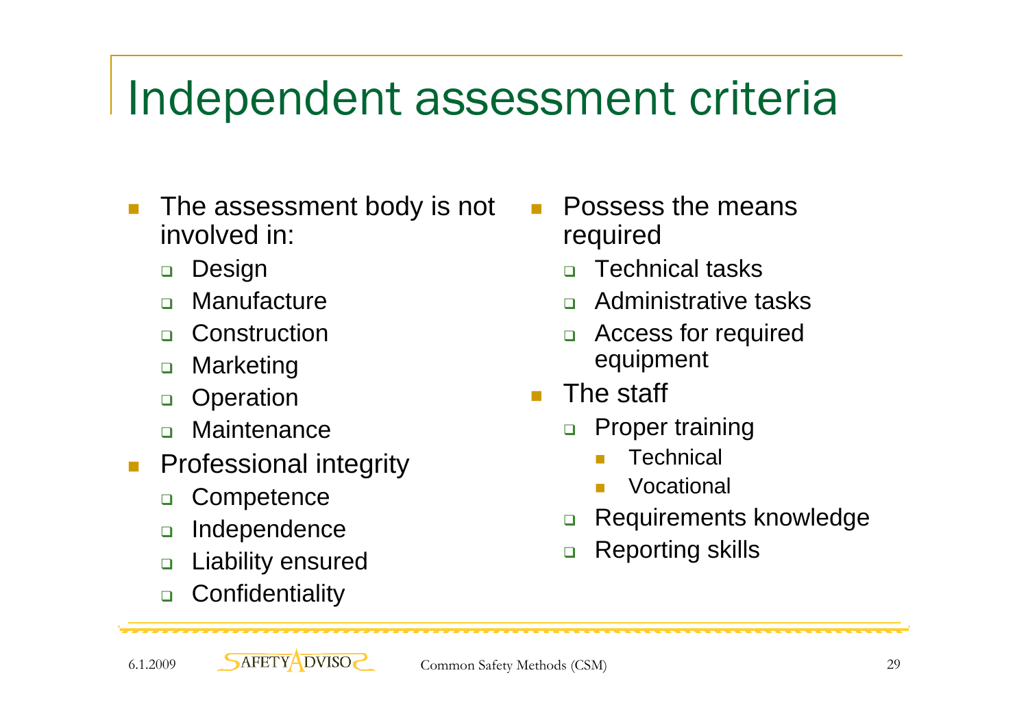# Independent assessment criteria

- The assessment body is not involved in:
  - Design
  - Manufacture
  - Construction
  - Marketing
  - Operation
  - Maintenance
- Professional integrity
  - Competence
  - Independence
  - Liability ensured
  - Confidentiality
- Possess the means required
  - Technical tasks
  - Administrative tasks
  - Access for required equipment
- The staff
  - Proper training
    - Technical
    - Vocational
  - Requirements knowledge
  - Reporting skills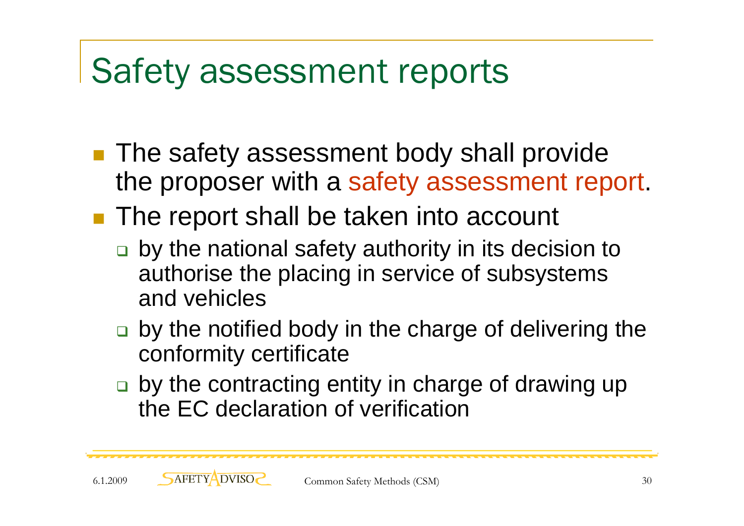# Safety assessment reports

- The safety assessment body shall provide the proposer with a safety assessment report.
- The report shall be taken into account
  - by the national safety authority in its decision to authorise the placing in service of subsystems and vehicles
  - by the notified body in the charge of delivering the conformity certificate
  - by the contracting entity in charge of drawing up the EC declaration of verification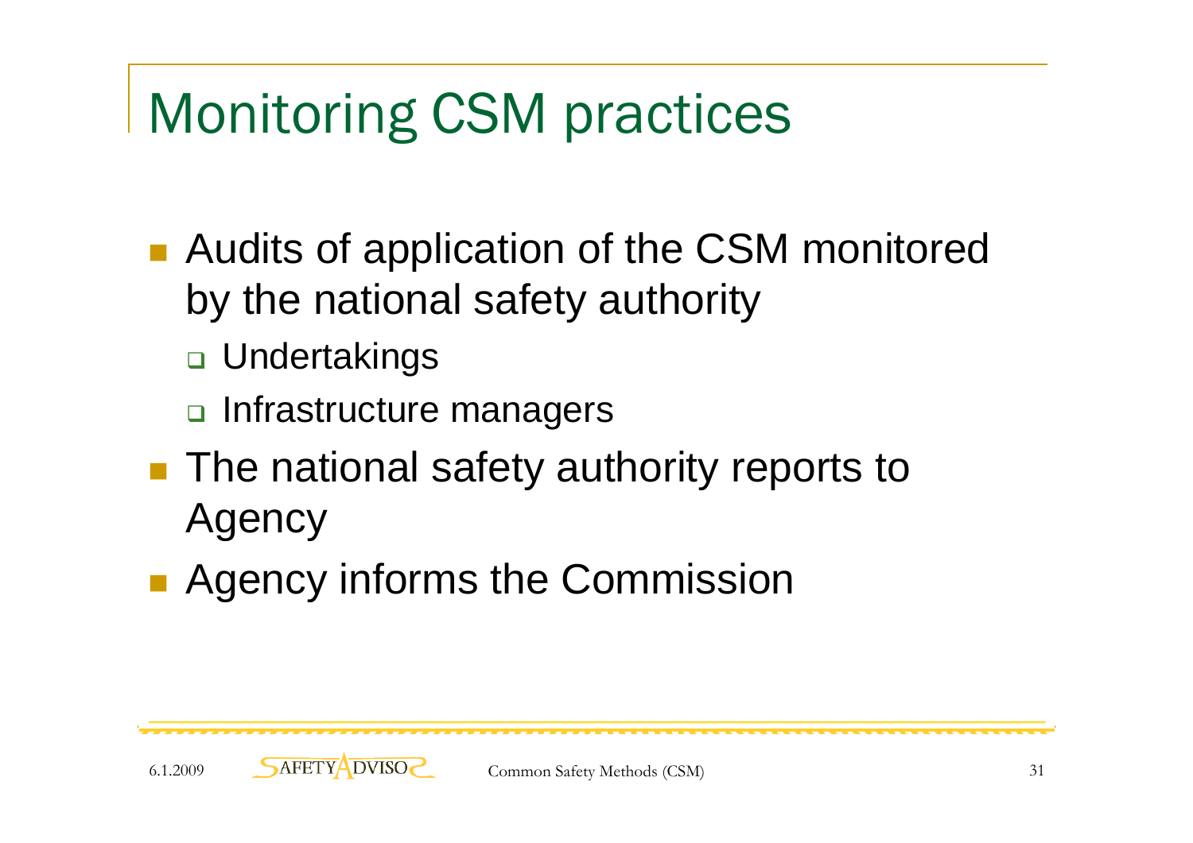# Monitoring CSM practices

- Audits of application of the CSM monitored by the national safety authority
  - Undertakings
  - Infrastructure managers
- The national safety authority reports to Agency
- Agency informs the Commission